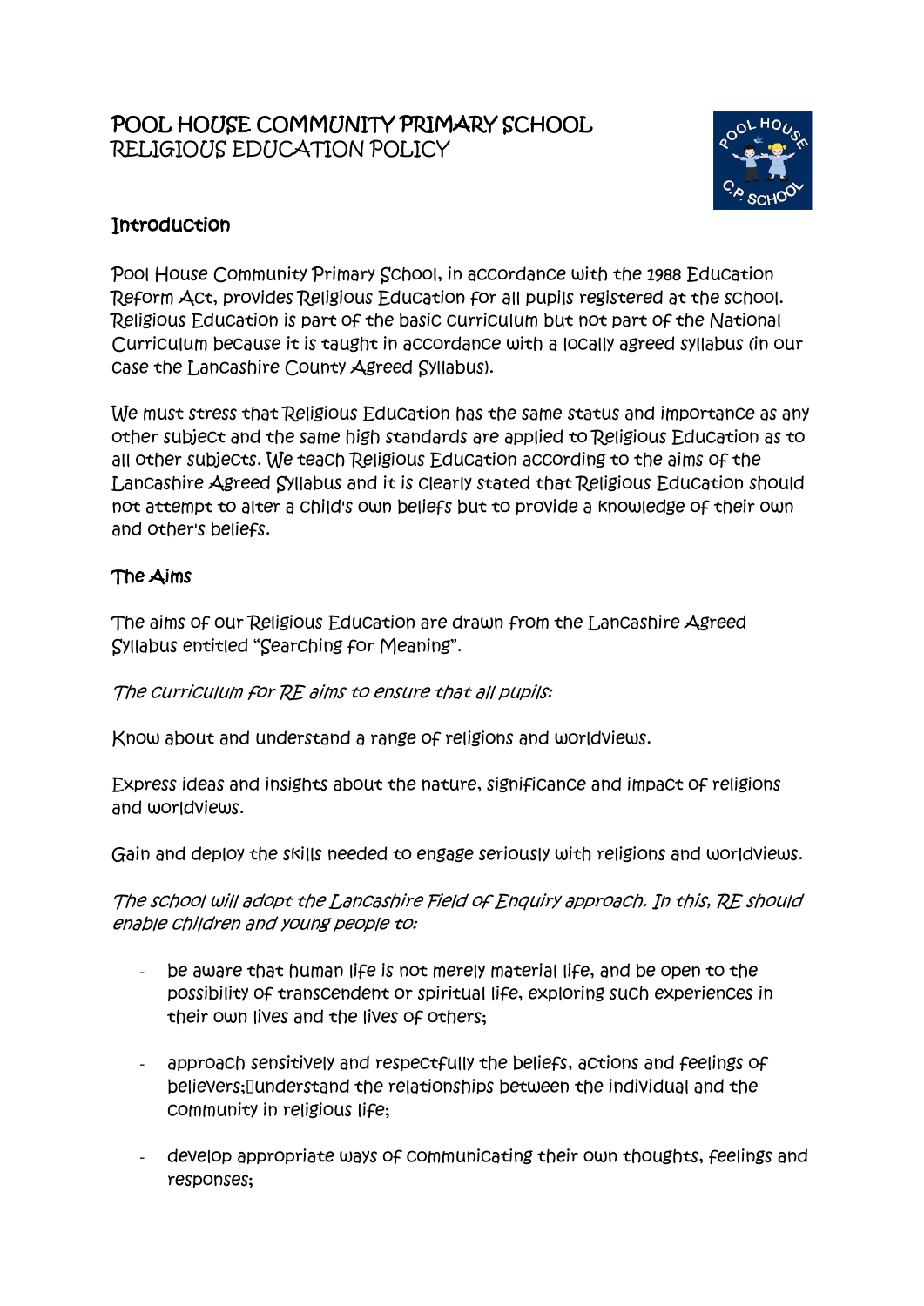# POOL HOUSE COMMUNITY PRIMARY SCHOOL
## RELIGIOUS EDUCATION POLICY

### Introduction

Pool House Community Primary School, in accordance with the 1988 Education Reform Act, provides Religious Education for all pupils registered at the school. Religious Education is part of the basic curriculum but not part of the National Curriculum because it is taught in accordance with a locally agreed syllabus (in our case the Lancashire County Agreed Syllabus).

We must stress that Religious Education has the same status and importance as any other subject and the same high standards are applied to Religious Education as to all other subjects. We teach Religious Education according to the aims of the Lancashire Agreed Syllabus and it is clearly stated that Religious Education should not attempt to alter a child's own beliefs but to provide a knowledge of their own and other's beliefs.

### The Aims

The aims of our Religious Education are drawn from the Lancashire Agreed Syllabus entitled "Searching for Meaning".

*The curriculum for RE aims to ensure that all pupils:*

Know about and understand a range of religions and worldviews.

Express ideas and insights about the nature, significance and impact of religions and worldviews.

Gain and deploy the skills needed to engage seriously with religions and worldviews.

*The school will adopt the Lancashire Field of Enquiry approach. In this, RE should enable children and young people to:*

- be aware that human life is not merely material life, and be open to the possibility of transcendent or spiritual life, exploring such experiences in their own lives and the lives of others;
- approach sensitively and respectfully the beliefs, actions and feelings of believers; understand the relationships between the individual and the community in religious life;
- develop appropriate ways of communicating their own thoughts, feelings and responses;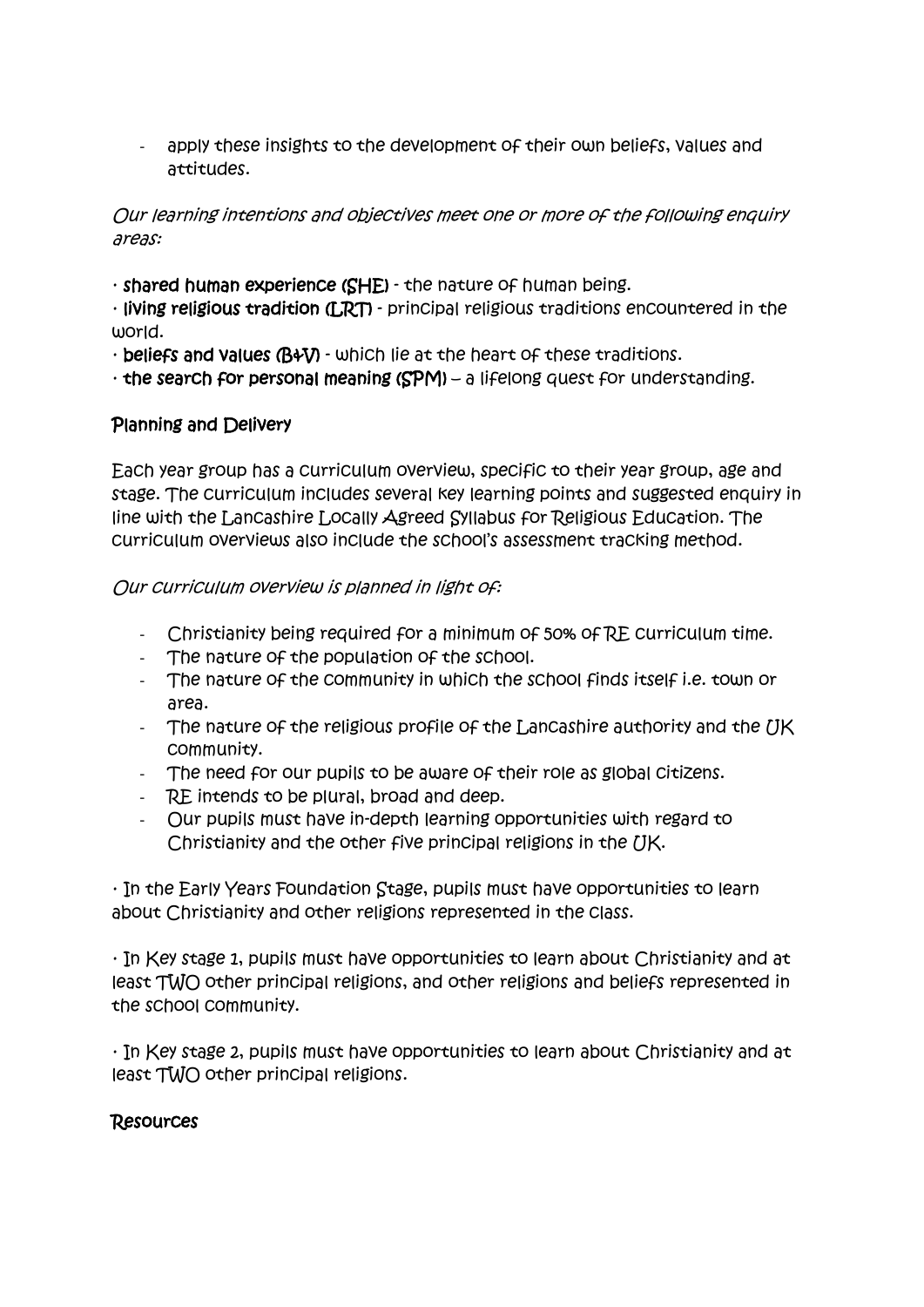- apply these insights to the development of their own beliefs, values and attitudes.

*Our learning intentions and objectives meet one or more of the following enquiry areas:*

· **shared human experience (SHE)** - the nature of human being.
· **living religious tradition (LRT)** - principal religious traditions encountered in the world.
· **beliefs and values (B+V)** - which lie at the heart of these traditions.
· **the search for personal meaning (SPM)** – a lifelong quest for understanding.

## Planning and Delivery

Each year group has a curriculum overview, specific to their year group, age and stage. The curriculum includes several key learning points and suggested enquiry in line with the Lancashire Locally Agreed Syllabus for Religious Education. The curriculum overviews also include the school's assessment tracking method.

*Our curriculum overview is planned in light of:*

- Christianity being required for a minimum of 50% of RE curriculum time.
- The nature of the population of the school.
- The nature of the community in which the school finds itself i.e. town or area.
- The nature of the religious profile of the Lancashire authority and the UK community.
- The need for our pupils to be aware of their role as global citizens.
- RE intends to be plural, broad and deep.
- Our pupils must have in-depth learning opportunities with regard to Christianity and the other five principal religions in the UK.

· In the Early Years Foundation Stage, pupils must have opportunities to learn about Christianity and other religions represented in the class.

· In Key stage 1, pupils must have opportunities to learn about Christianity and at least TWO other principal religions, and other religions and beliefs represented in the school community.

· In Key stage 2, pupils must have opportunities to learn about Christianity and at least TWO other principal religions.

## Resources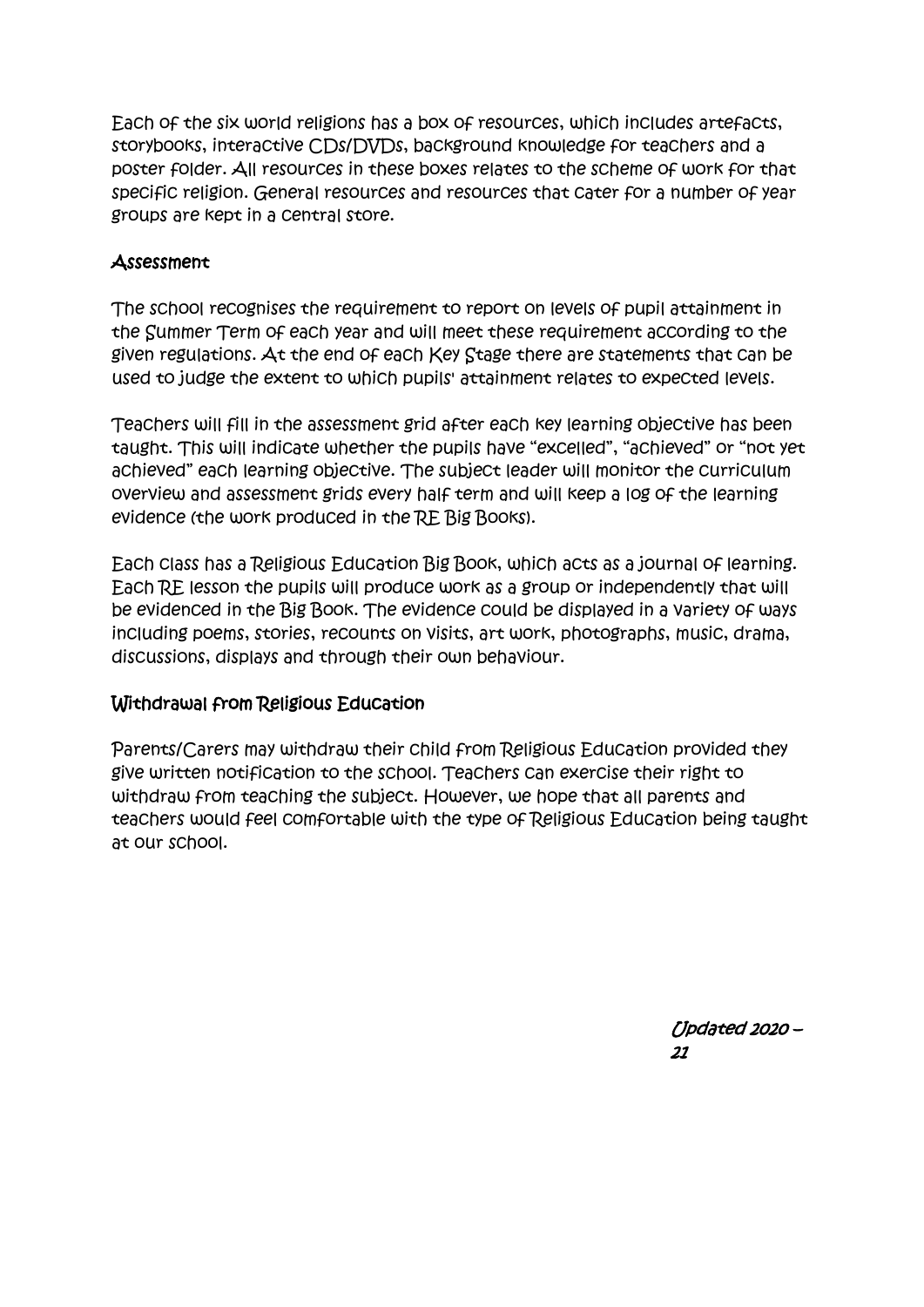Each of the six world religions has a box of resources, which includes artefacts, storybooks, interactive CDs/DVDs, background knowledge for teachers and a poster folder. All resources in these boxes relates to the scheme of work for that specific religion. General resources and resources that cater for a number of year groups are kept in a central store.

## Assessment

The school recognises the requirement to report on levels of pupil attainment in the Summer Term of each year and will meet these requirement according to the given regulations. At the end of each Key Stage there are statements that can be used to judge the extent to which pupils' attainment relates to expected levels.

Teachers will fill in the assessment grid after each key learning objective has been taught. This will indicate whether the pupils have "excelled", "achieved" or "not yet achieved" each learning objective. The subject leader will monitor the curriculum overview and assessment grids every half term and will keep a log of the learning evidence (the work produced in the RE Big Books).

Each class has a Religious Education Big Book, which acts as a journal of learning. Each RE lesson the pupils will produce work as a group or independently that will be evidenced in the Big Book. The evidence could be displayed in a variety of ways including poems, stories, recounts on visits, art work, photographs, music, drama, discussions, displays and through their own behaviour.

## Withdrawal from Religious Education

Parents/Carers may withdraw their child from Religious Education provided they give written notification to the school. Teachers can exercise their right to withdraw from teaching the subject. However, we hope that all parents and teachers would feel comfortable with the type of Religious Education being taught at our school.

*Updated 2020 – 21*